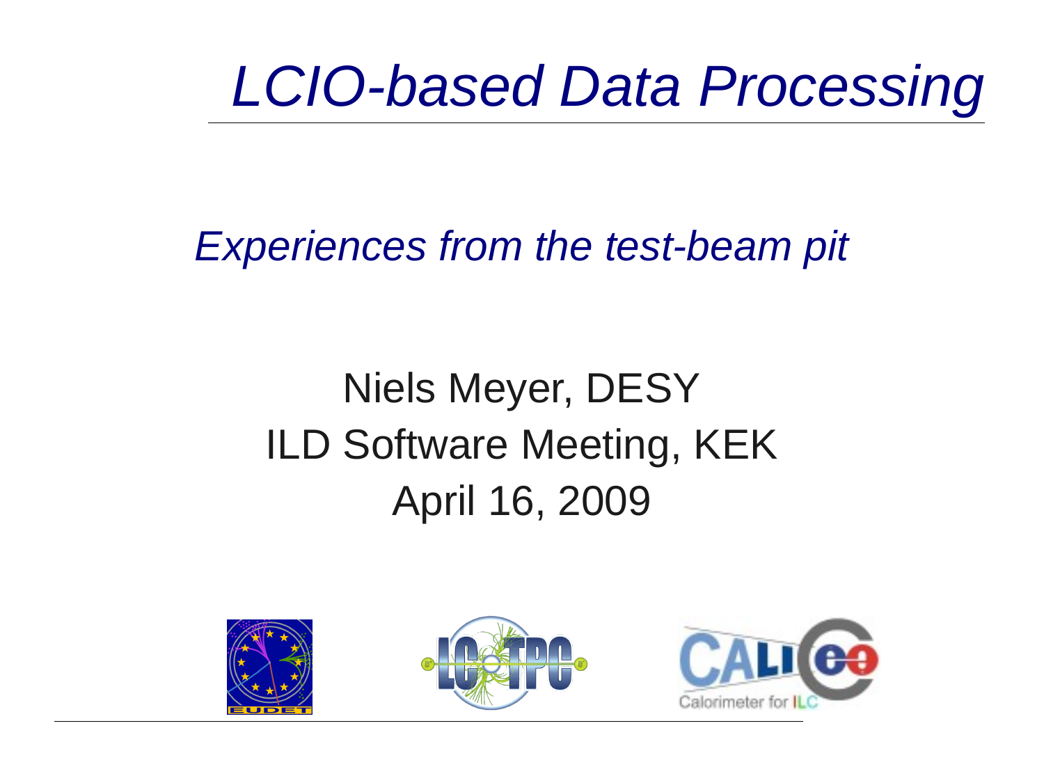# *LCIO-based Data Processing*

## *Experiences from the test-beam pit*

Niels Meyer, DESY
ILD Software Meeting, KEK
April 16, 2009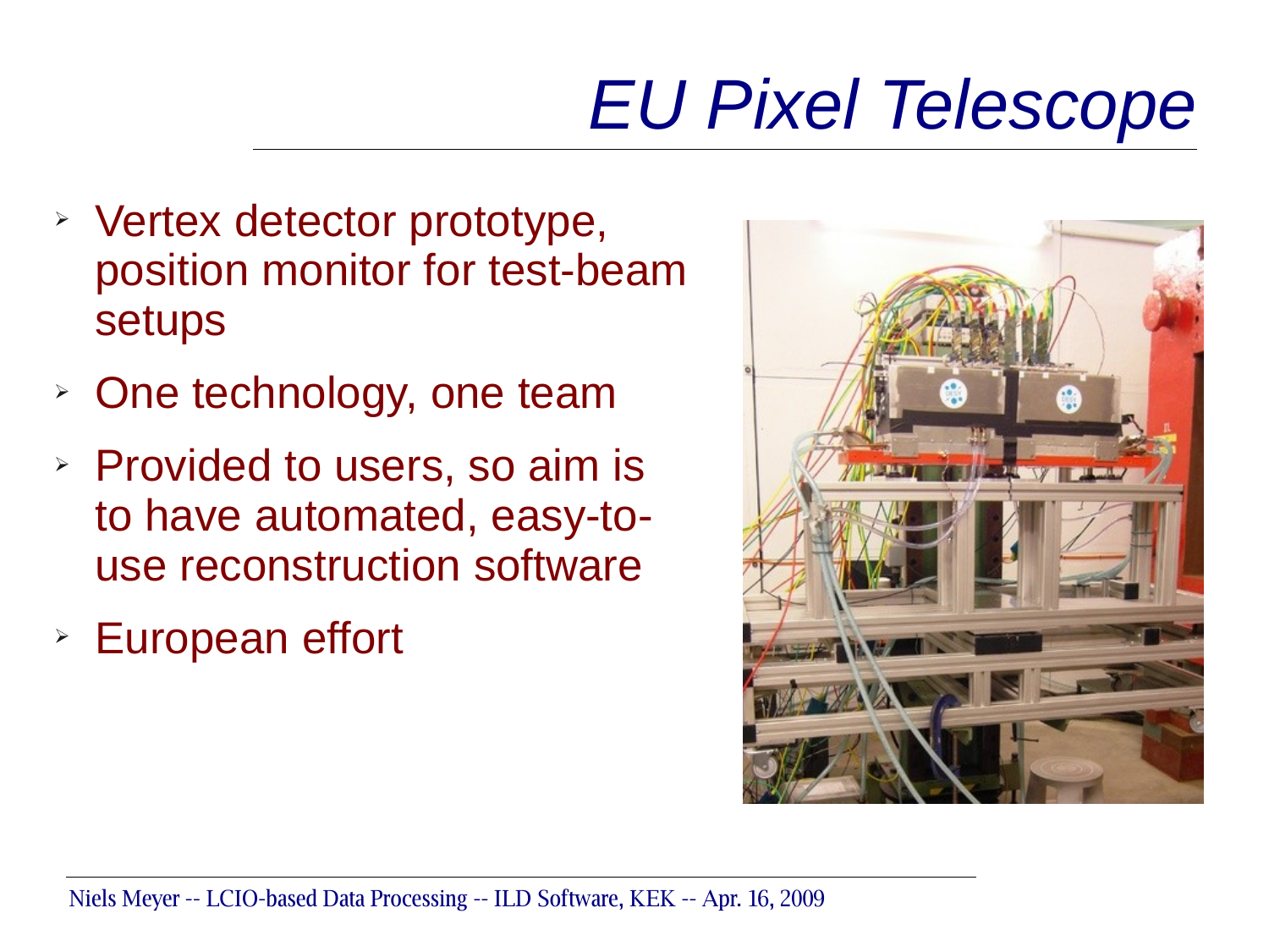# *EU Pixel Telescope*

- Vertex detector prototype, position monitor for test-beam setups
- One technology, one team
- Provided to users, so aim is to have automated, easy-to-use reconstruction software
- European effort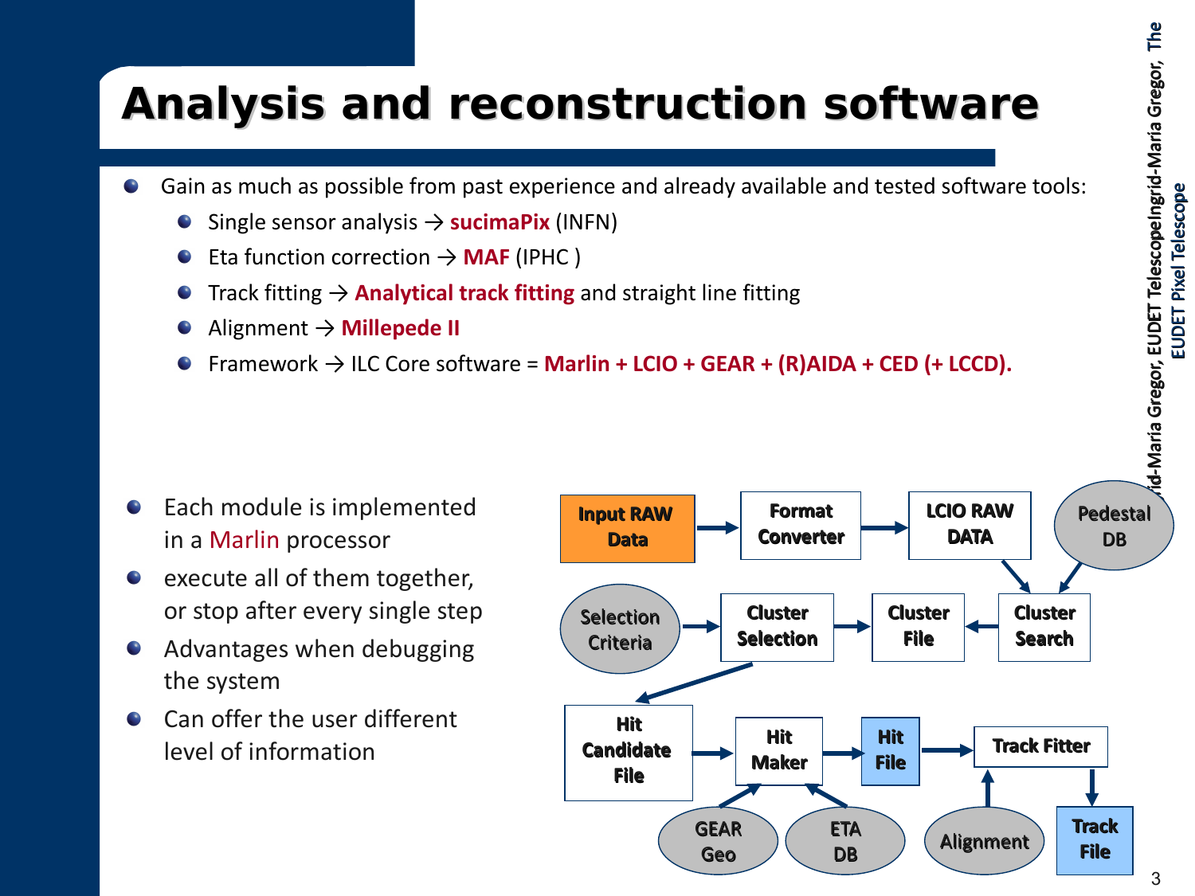# Analysis and reconstruction software

- Gain as much as possible from past experience and already available and tested software tools:
  - Single sensor analysis → **sucimaPix** (INFN)
  - Eta function correction → **MAF** (IPHC )
  - Track fitting → **Analytical track fitting** and straight line fitting
  - Alignment → **Millepede II**
  - Framework → ILC Core software = **Marlin + LCIO + GEAR + (R)AIDA + CED (+ LCCD).**

- Each module is implemented in a Marlin processor
- execute all of them together, or stop after every single step
- Advantages when debugging the system
- Can offer the user different level of information

Input RAW Data
Format Converter
LCIO RAW DATA
Pedestal DB
Selection Criteria
Cluster Selection
Cluster File
Cluster Search
Hit Candidate File
Hit Maker
Hit File
Track Fitter
GEAR Geo
ETA DB
Alignment
Track File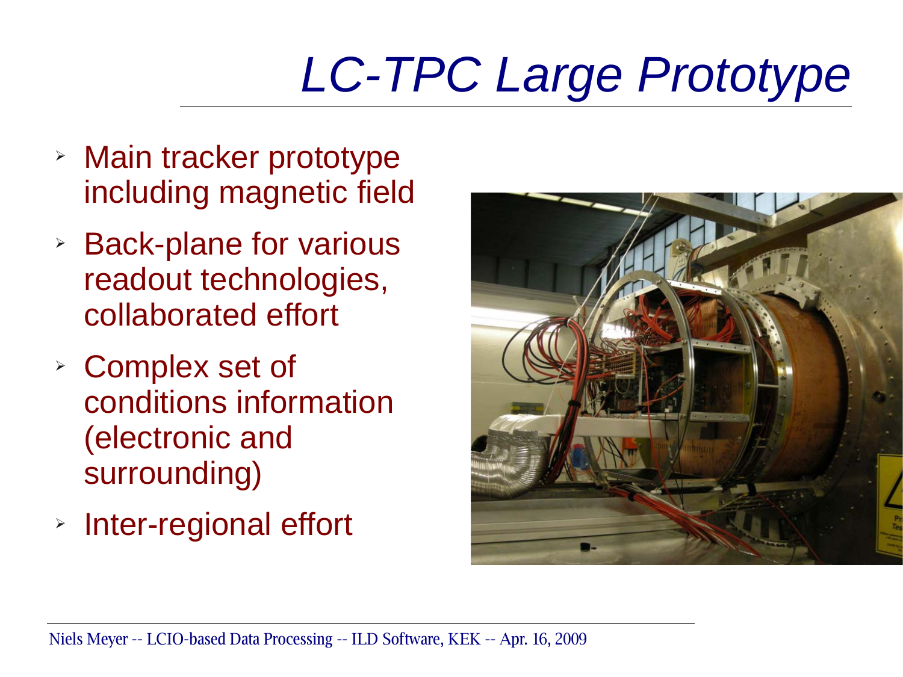# LC-TPC Large Prototype

- Main tracker prototype including magnetic field
- Back-plane for various readout technologies, collaborated effort
- Complex set of conditions information (electronic and surrounding)
- Inter-regional effort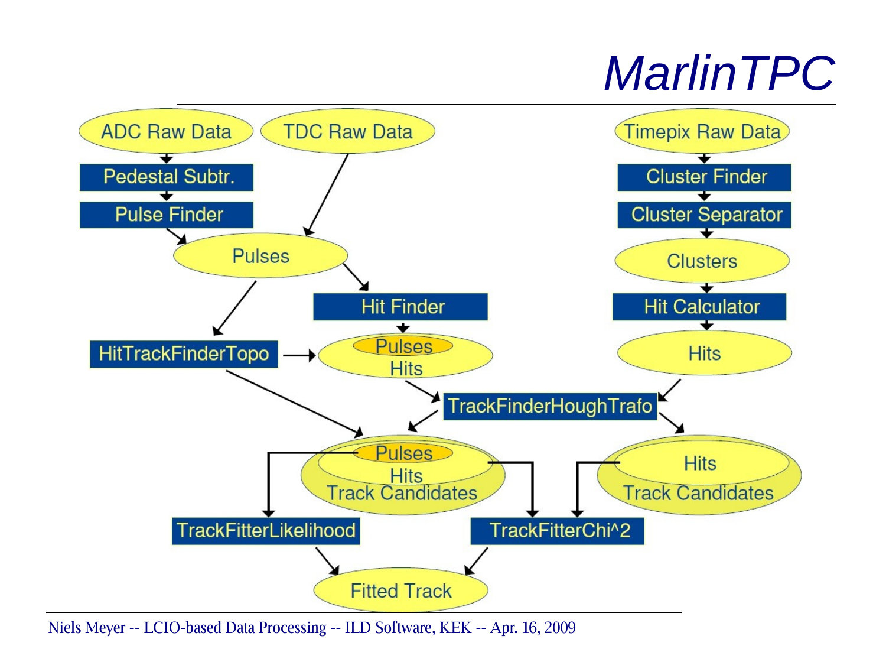# MarlinTPC

ADC Raw Data
TDC Raw Data
Timepix Raw Data
Pedestal Subtr.
Pulse Finder
Cluster Finder
Cluster Separator
Pulses
Clusters
Hit Finder
Hit Calculator
HitTrackFinderTopo
Pulses
Hits
Hits
TrackFinderHoughTrafo
Pulses
Hits
Track Candidates
Hits
Track Candidates
TrackFitterLikelihood
TrackFitterChi^2
Fitted Track

Niels Meyer -- LCIO-based Data Processing -- ILD Software, KEK -- Apr. 16, 2009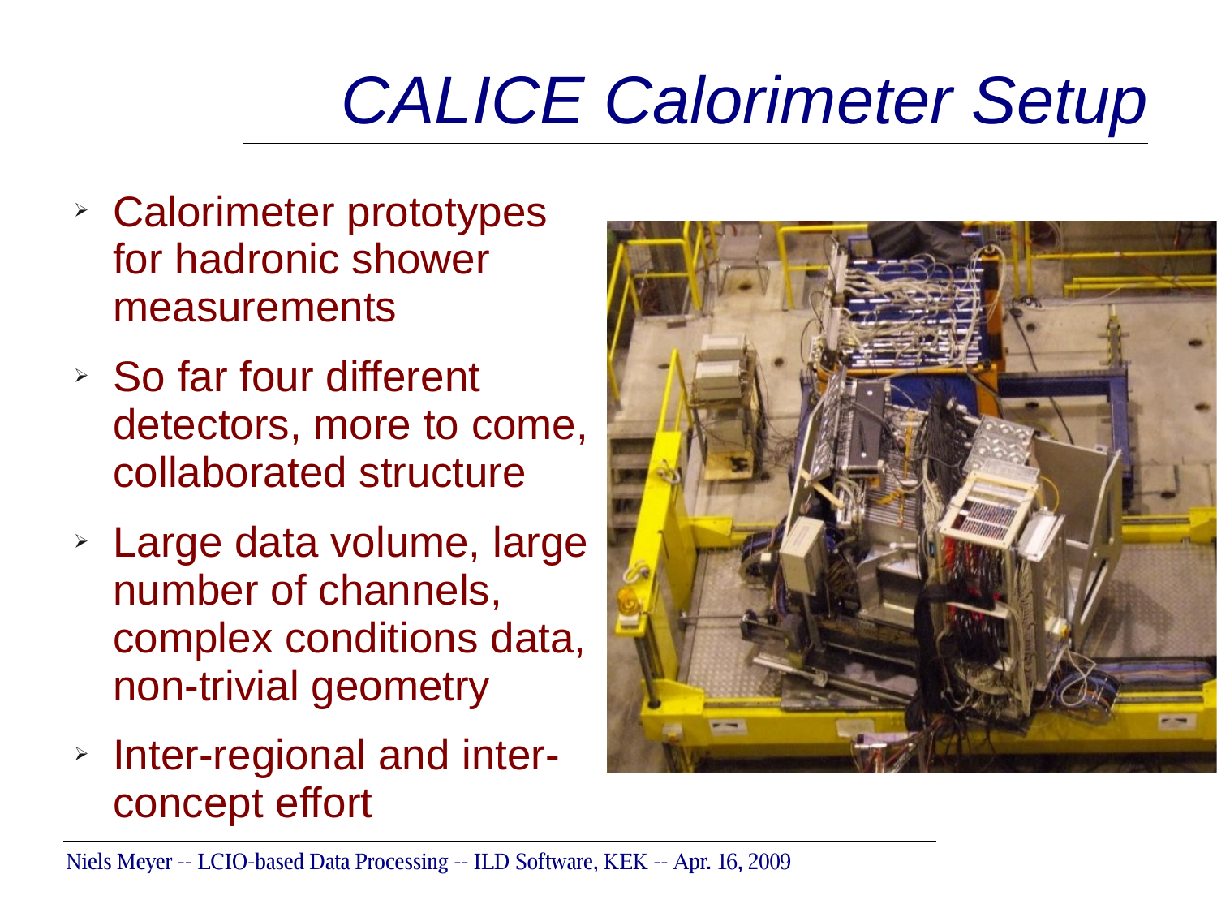# *CALICE Calorimeter Setup*

- Calorimeter prototypes for hadronic shower measurements
- So far four different detectors, more to come, collaborated structure
- Large data volume, large number of channels, complex conditions data, non-trivial geometry
- Inter-regional and inter-concept effort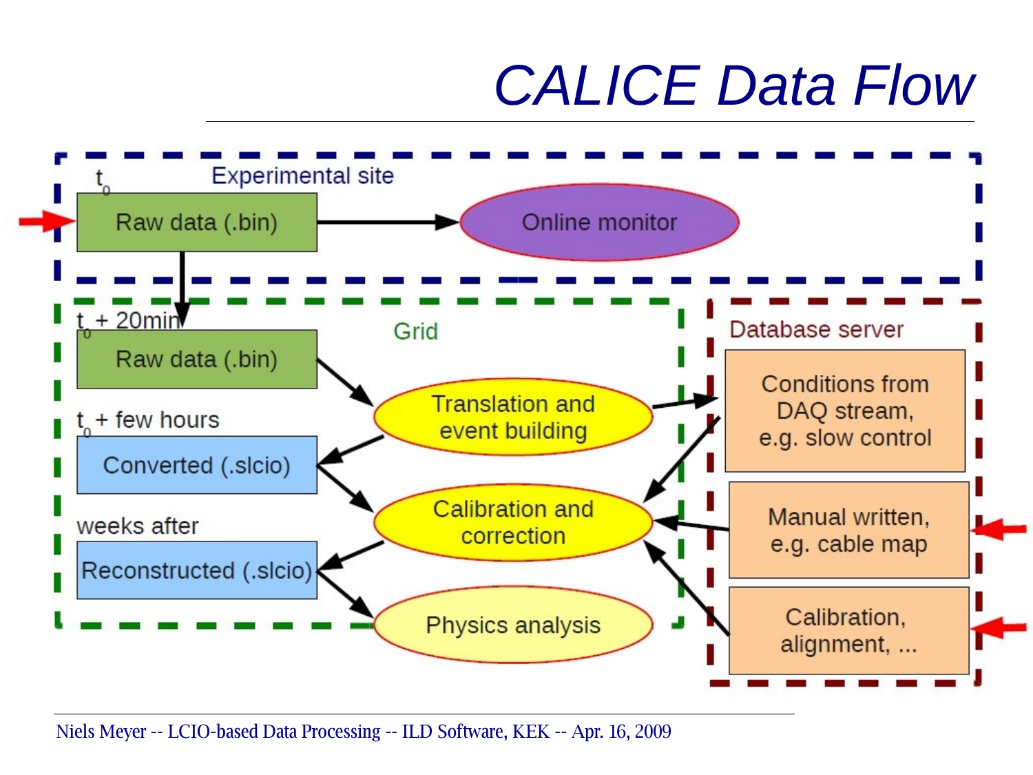# CALICE Data Flow

Experimental site

$t_0$

Raw data (.bin)

Online monitor

Grid

$t_0$ + 20min

Raw data (.bin)

$t_0$ + few hours

Converted (.slcio)

weeks after

Reconstructed (.slcio)

Translation and event building

Calibration and correction

Physics analysis

Database server

Conditions from DAQ stream, e.g. slow control

Manual written, e.g. cable map

Calibration, alignment, ...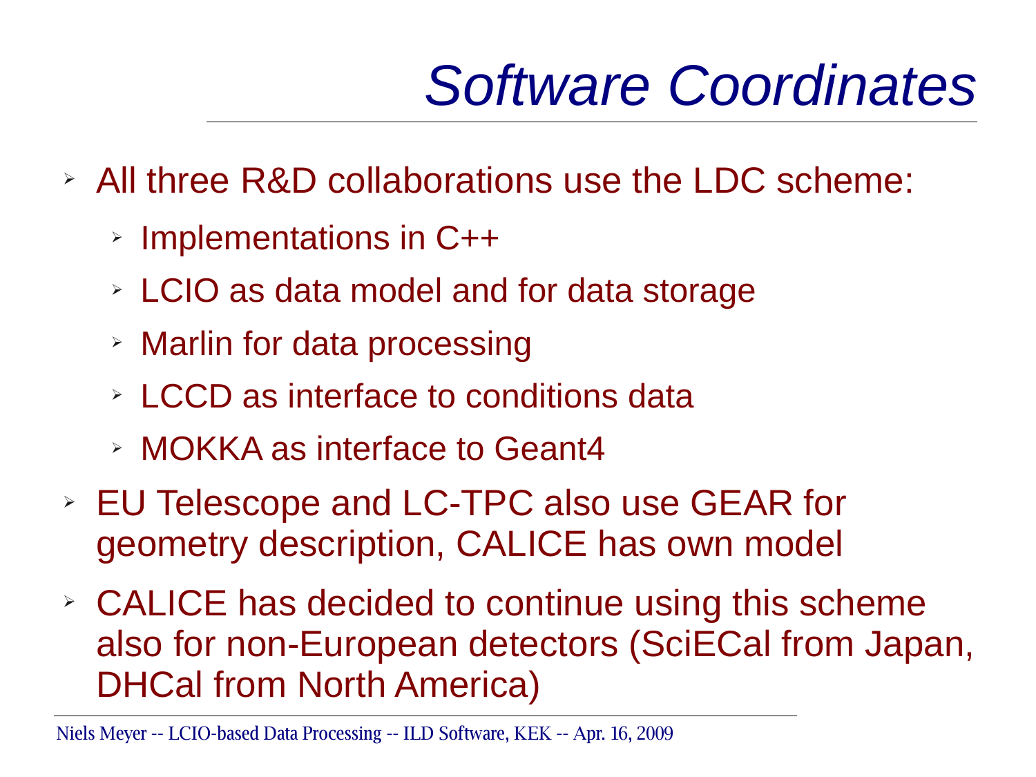# *Software Coordinates*

- All three R&D collaborations use the LDC scheme:
  - Implementations in C++
  - LCIO as data model and for data storage
  - Marlin for data processing
  - LCCD as interface to conditions data
  - MOKKA as interface to Geant4
- EU Telescope and LC-TPC also use GEAR for geometry description, CALICE has own model
- CALICE has decided to continue using this scheme also for non-European detectors (SciECal from Japan, DHCal from North America)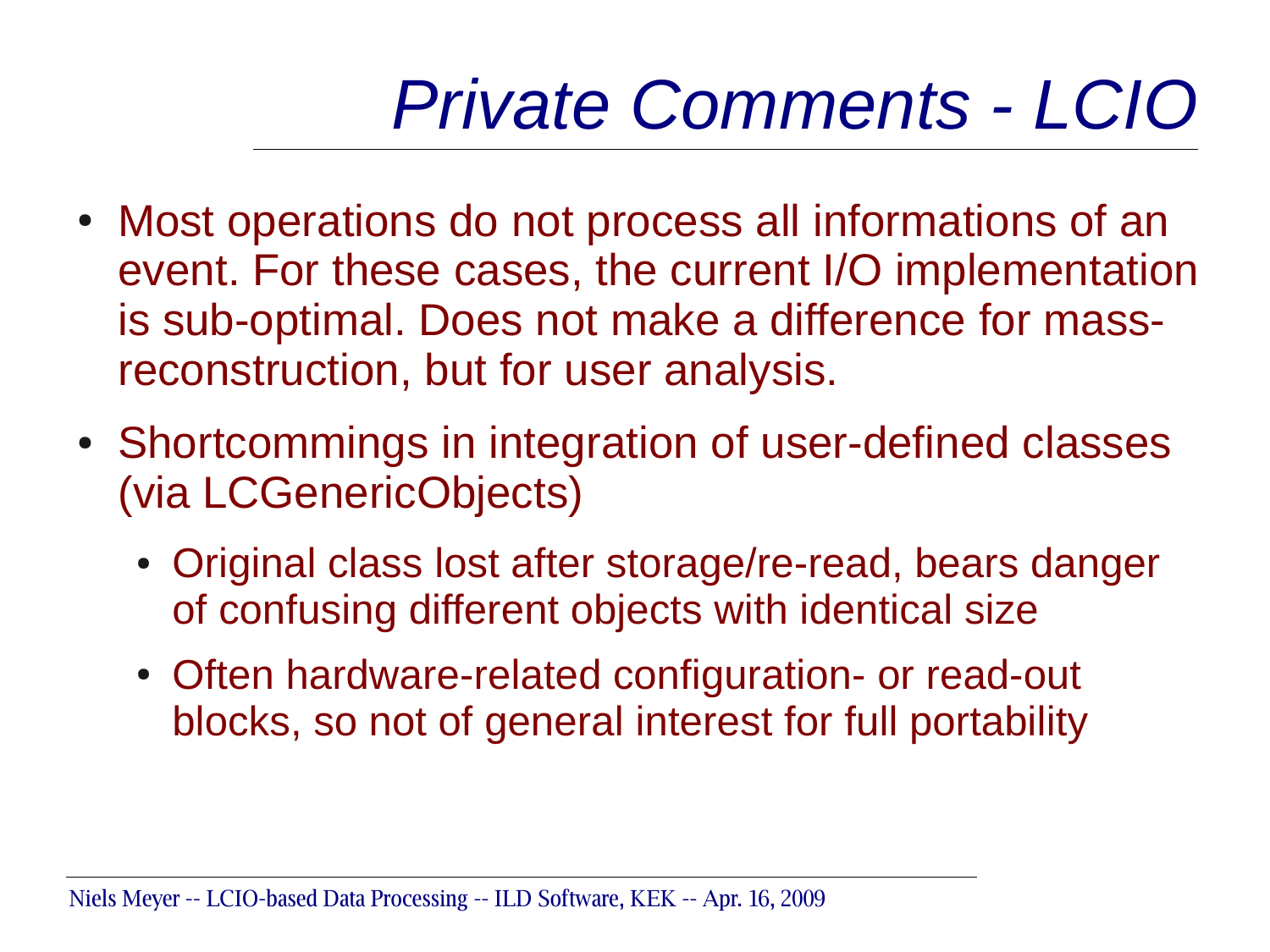# *Private Comments - LCIO*

- Most operations do not process all informations of an event. For these cases, the current I/O implementation is sub-optimal. Does not make a difference for mass-reconstruction, but for user analysis.
- Shortcommings in integration of user-defined classes (via LCGenericObjects)
  - Original class lost after storage/re-read, bears danger of confusing different objects with identical size
  - Often hardware-related configuration- or read-out blocks, so not of general interest for full portability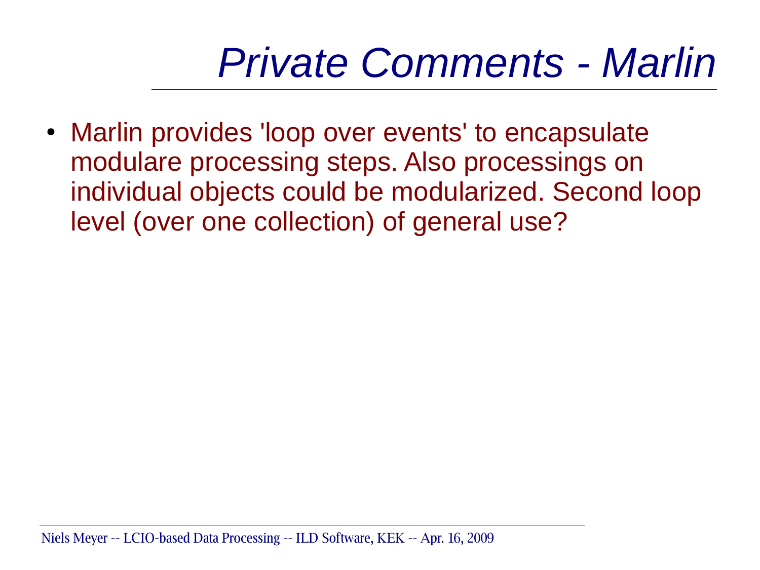# *Private Comments - Marlin*

- Marlin provides 'loop over events' to encapsulate modulare processing steps. Also processings on individual objects could be modularized. Second loop level (over one collection) of general use?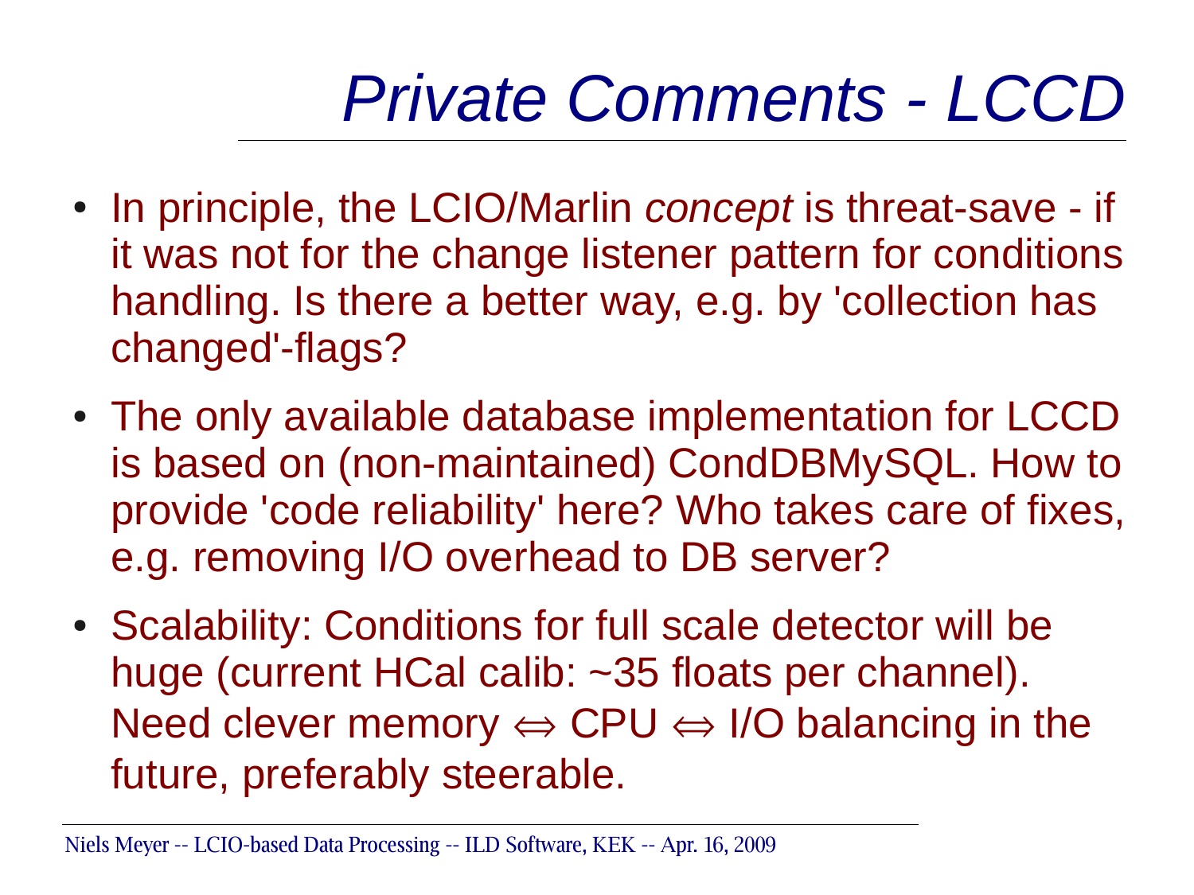# *Private Comments - LCCD*

- In principle, the LCIO/Marlin *concept* is threat-save - if it was not for the change listener pattern for conditions handling. Is there a better way, e.g. by 'collection has changed'-flags?
- The only available database implementation for LCCD is based on (non-maintained) CondDBMySQL. How to provide 'code reliability' here? Who takes care of fixes, e.g. removing I/O overhead to DB server?
- Scalability: Conditions for full scale detector will be huge (current HCal calib: ~35 floats per channel). Need clever memory ⇔ CPU ⇔ I/O balancing in the future, preferably steerable.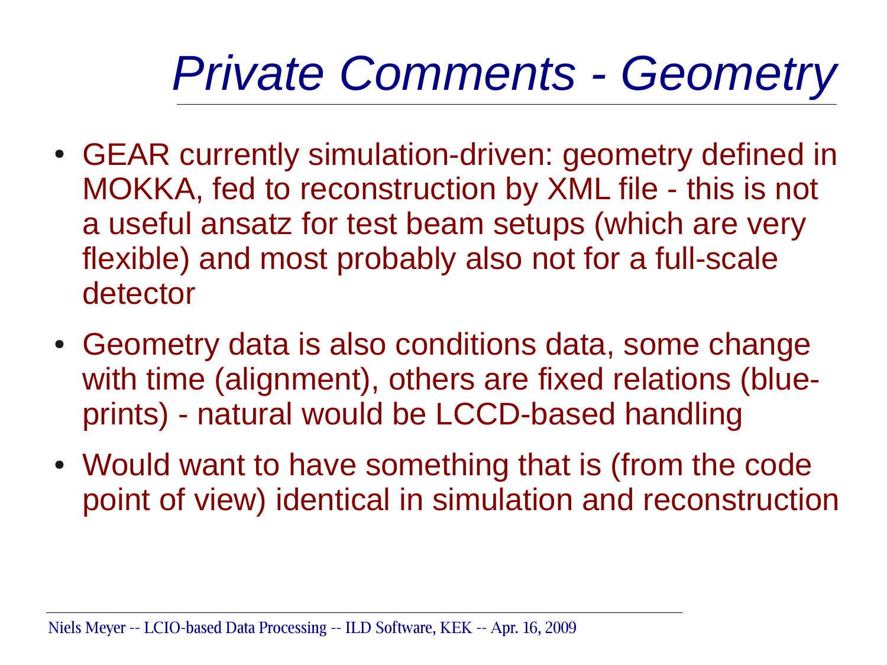# Private Comments - Geometry

- GEAR currently simulation-driven: geometry defined in MOKKA, fed to reconstruction by XML file - this is not a useful ansatz for test beam setups (which are very flexible) and most probably also not for a full-scale detector
- Geometry data is also conditions data, some change with time (alignment), others are fixed relations (blue-prints) - natural would be LCCD-based handling
- Would want to have something that is (from the code point of view) identical in simulation and reconstruction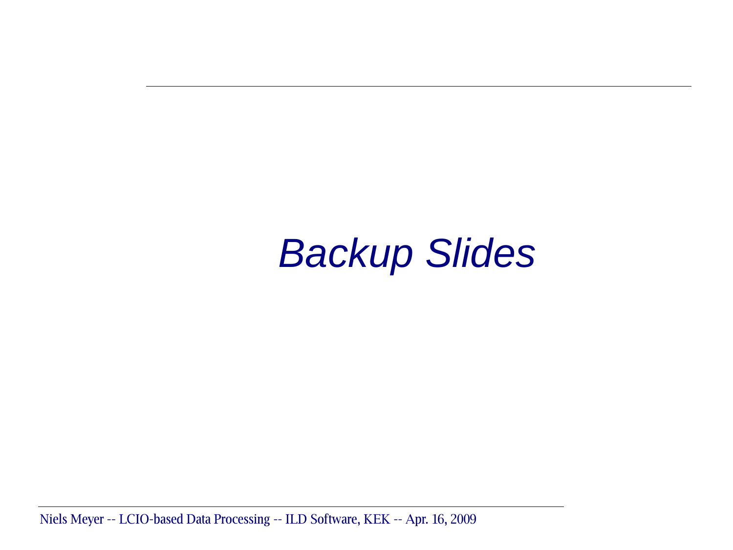# *Backup Slides*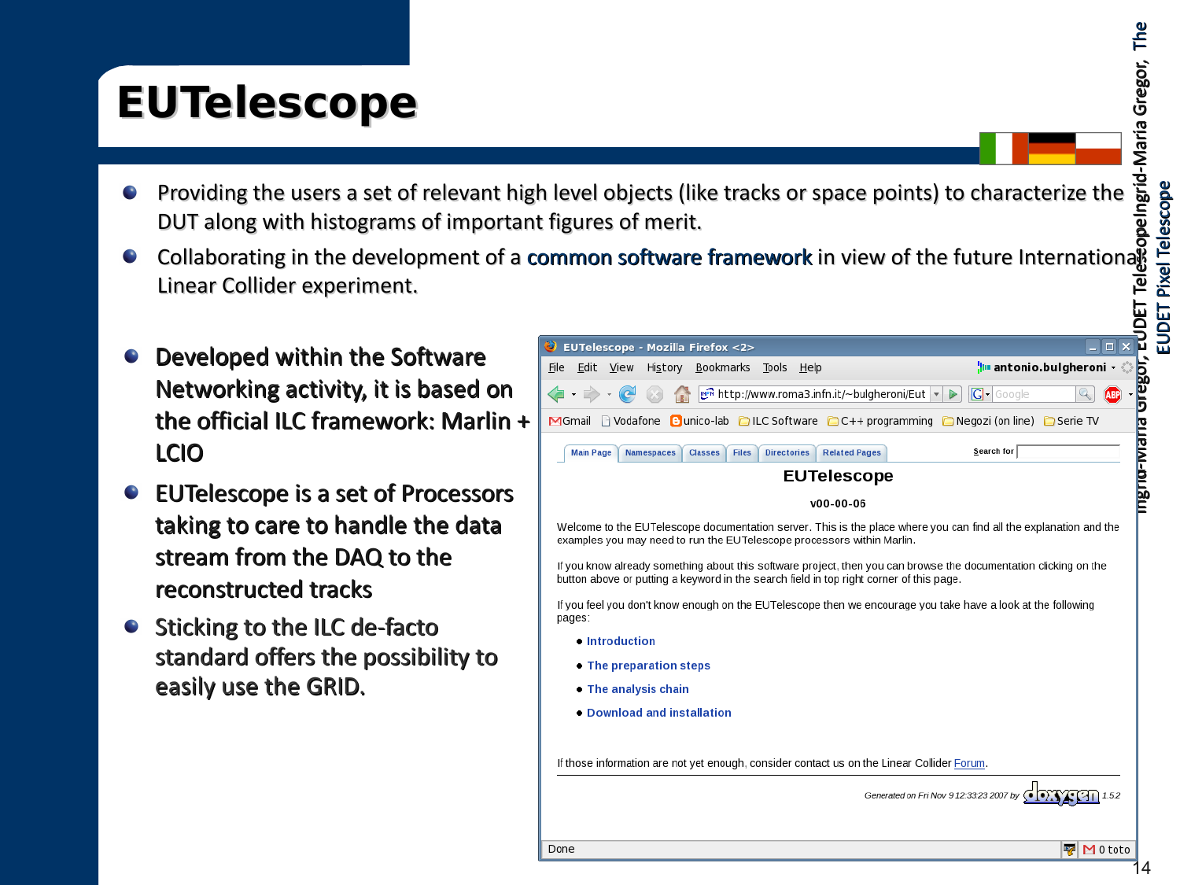# EUTelescope

- Providing the users a set of relevant high level objects (like tracks or space points) to characterize the DUT along with histograms of important figures of merit.
- Collaborating in the development of a common software framework in view of the future International Linear Collider experiment.

- Developed within the Software Networking activity, it is based on the official ILC framework: Marlin + LCIO
- EUTelescope is a set of Processors taking to care to handle the data stream from the DAQ to the reconstructed tracks
- Sticking to the ILC de-facto standard offers the possibility to easily use the GRID.

EUTelescope - Mozilla Firefox <2>

File Edit View History Bookmarks Tools Help

http://www.roma3.infn.it/~bulgheroni/Eut

Main Page | Namespaces | Classes | Files | Directories | Related Pages

Search for

## EUTelescope

v00-00-06

Welcome to the EUTelescope documentation server. This is the place where you can find all the explanation and the examples you may need to run the EUTelescope processors within Marlin.

If you know already something about this software project, then you can browse the documentation clicking on the button above or putting a keyword in the search field in top right corner of this page.

If you feel you don't know enough on the EUTelescope then we encourage you take have a look at the following pages:

- Introduction
- The preparation steps
- The analysis chain
- Download and installation

If those information are not yet enough, consider contact us on the Linear Collider Forum.

Generated on Fri Nov 9 12:33:23 2007 by doxygen 1.5.2

Done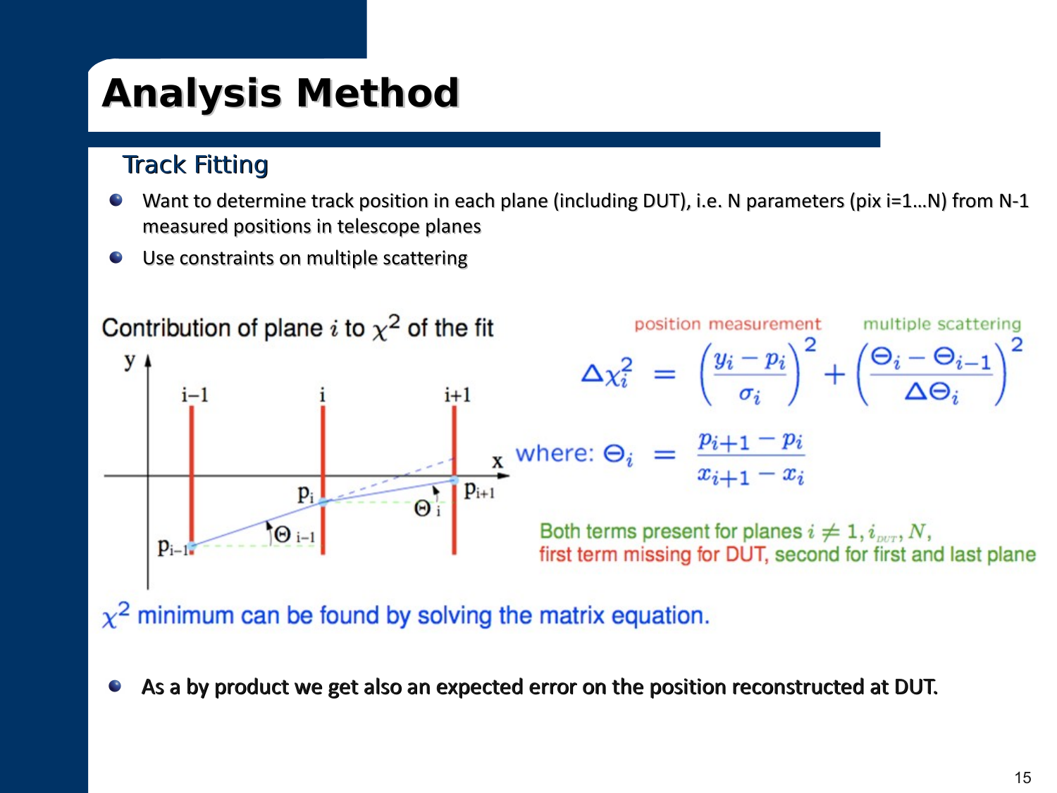# Analysis Method

## Track Fitting

- Want to determine track position in each plane (including DUT), i.e. N parameters (pix i=1…N) from N-1 measured positions in telescope planes
- Use constraints on multiple scattering

Contribution of plane $i$ to $\chi^2$ of the fit

y

i−1

i

i+1

x

$p_i$

$p_{i+1}$

$\Theta_i$

$p_{i-1}$

$\Theta_{i-1}$

position measurement

multiple scattering

$$\Delta\chi_i^2 = \left(\frac{y_i - p_i}{\sigma_i}\right)^2 + \left(\frac{\Theta_i - \Theta_{i-1}}{\Delta\Theta_i}\right)^2$$

where:

$$\Theta_i = \frac{p_{i+1} - p_i}{x_{i+1} - x_i}$$

Both terms present for planes $i \neq 1, i_{DUT}, N$,
first term missing for DUT, second for first and last plane

$\chi^2$ minimum can be found by solving the matrix equation.

- **As a by product we get also an expected error on the position reconstructed at DUT.**